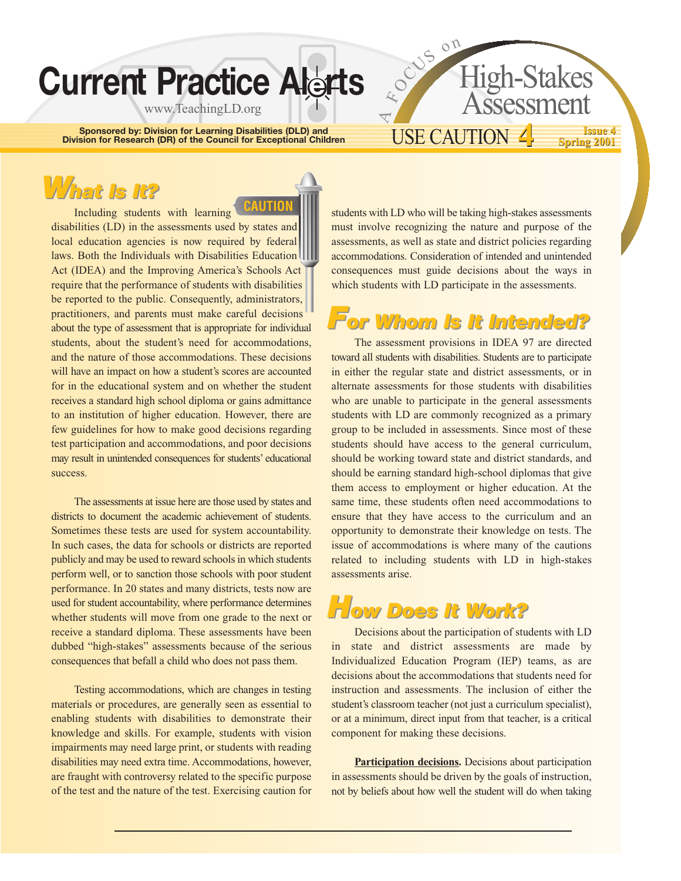# Current Practice Alerts

www.TeachingLD.org

Sponsored by: Division for Learning Disabilities (DLD) and Division for Research (DR) of the Council for Exceptional Children

A FOCUS on High-Stakes Assessment

USE CAUTION 4

Issue 4
Spring 2001

## What Is It?

CAUTION

Including students with learning disabilities (LD) in the assessments used by states and local education agencies is now required by federal laws. Both the Individuals with Disabilities Education Act (IDEA) and the Improving America's Schools Act require that the performance of students with disabilities be reported to the public. Consequently, administrators, practitioners, and parents must make careful decisions about the type of assessment that is appropriate for individual students, about the student's need for accommodations, and the nature of those accommodations. These decisions will have an impact on how a student's scores are accounted for in the educational system and on whether the student receives a standard high school diploma or gains admittance to an institution of higher education. However, there are few guidelines for how to make good decisions regarding test participation and accommodations, and poor decisions may result in unintended consequences for students' educational success.

The assessments at issue here are those used by states and districts to document the academic achievement of students. Sometimes these tests are used for system accountability. In such cases, the data for schools or districts are reported publicly and may be used to reward schools in which students perform well, or to sanction those schools with poor student performance. In 20 states and many districts, tests now are used for student accountability, where performance determines whether students will move from one grade to the next or receive a standard diploma. These assessments have been dubbed "high-stakes" assessments because of the serious consequences that befall a child who does not pass them.

Testing accommodations, which are changes in testing materials or procedures, are generally seen as essential to enabling students with disabilities to demonstrate their knowledge and skills. For example, students with vision impairments may need large print, or students with reading disabilities may need extra time. Accommodations, however, are fraught with controversy related to the specific purpose of the test and the nature of the test. Exercising caution for students with LD who will be taking high-stakes assessments must involve recognizing the nature and purpose of the assessments, as well as state and district policies regarding accommodations. Consideration of intended and unintended consequences must guide decisions about the ways in which students with LD participate in the assessments.

## For Whom Is It Intended?

The assessment provisions in IDEA 97 are directed toward all students with disabilities. Students are to participate in either the regular state and district assessments, or in alternate assessments for those students with disabilities who are unable to participate in the general assessments students with LD are commonly recognized as a primary group to be included in assessments. Since most of these students should have access to the general curriculum, should be working toward state and district standards, and should be earning standard high-school diplomas that give them access to employment or higher education. At the same time, these students often need accommodations to ensure that they have access to the curriculum and an opportunity to demonstrate their knowledge on tests. The issue of accommodations is where many of the cautions related to including students with LD in high-stakes assessments arise.

## How Does It Work?

Decisions about the participation of students with LD in state and district assessments are made by Individualized Education Program (IEP) teams, as are decisions about the accommodations that students need for instruction and assessments. The inclusion of either the student's classroom teacher (not just a curriculum specialist), or at a minimum, direct input from that teacher, is a critical component for making these decisions.

**Participation decisions.** Decisions about participation in assessments should be driven by the goals of instruction, not by beliefs about how well the student will do when taking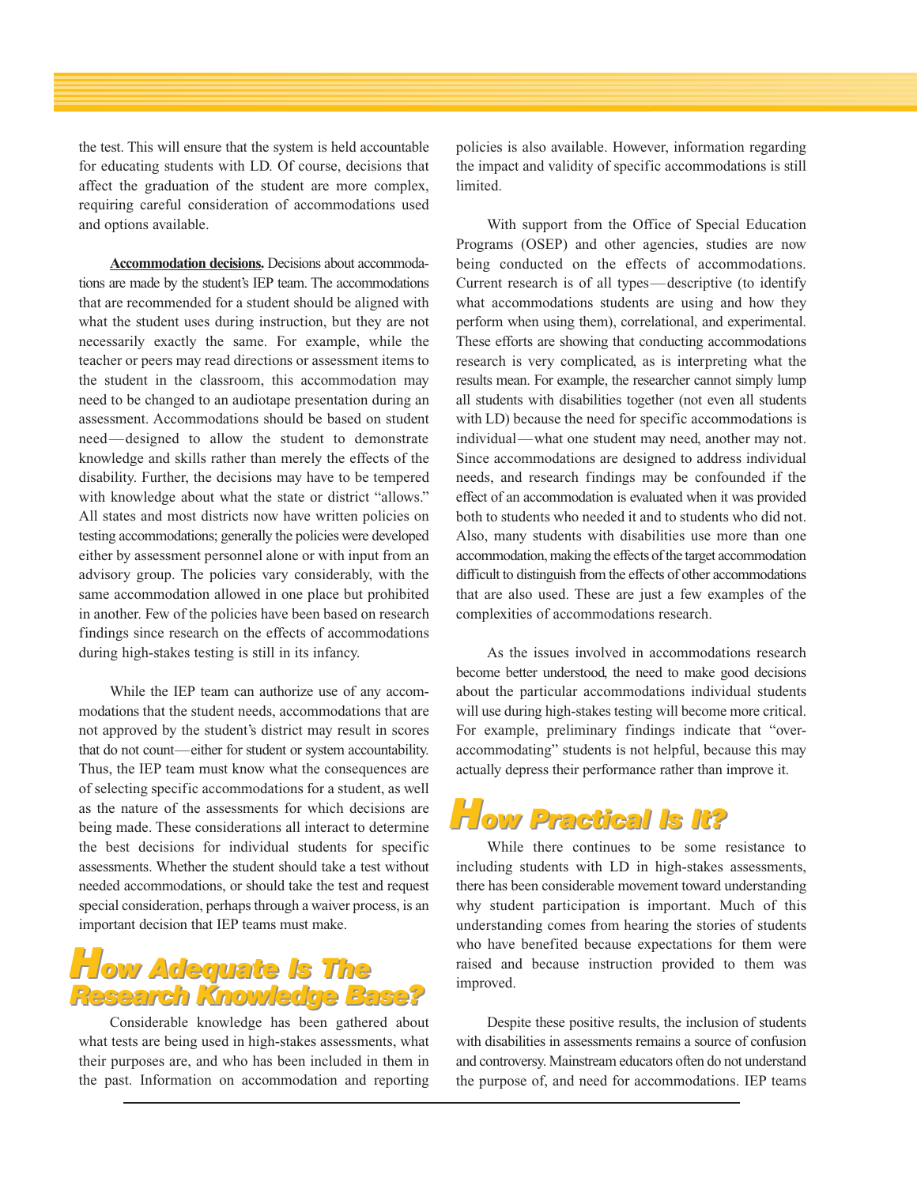the test. This will ensure that the system is held accountable for educating students with LD. Of course, decisions that affect the graduation of the student are more complex, requiring careful consideration of accommodations used and options available.

**Accommodation decisions.** Decisions about accommodations are made by the student's IEP team. The accommodations that are recommended for a student should be aligned with what the student uses during instruction, but they are not necessarily exactly the same. For example, while the teacher or peers may read directions or assessment items to the student in the classroom, this accommodation may need to be changed to an audiotape presentation during an assessment. Accommodations should be based on student need—designed to allow the student to demonstrate knowledge and skills rather than merely the effects of the disability. Further, the decisions may have to be tempered with knowledge about what the state or district "allows." All states and most districts now have written policies on testing accommodations; generally the policies were developed either by assessment personnel alone or with input from an advisory group. The policies vary considerably, with the same accommodation allowed in one place but prohibited in another. Few of the policies have been based on research findings since research on the effects of accommodations during high-stakes testing is still in its infancy.

While the IEP team can authorize use of any accommodations that the student needs, accommodations that are not approved by the student's district may result in scores that do not count—either for student or system accountability. Thus, the IEP team must know what the consequences are of selecting specific accommodations for a student, as well as the nature of the assessments for which decisions are being made. These considerations all interact to determine the best decisions for individual students for specific assessments. Whether the student should take a test without needed accommodations, or should take the test and request special consideration, perhaps through a waiver process, is an important decision that IEP teams must make.

## How Adequate Is The Research Knowledge Base?

Considerable knowledge has been gathered about what tests are being used in high-stakes assessments, what their purposes are, and who has been included in them in the past. Information on accommodation and reporting policies is also available. However, information regarding the impact and validity of specific accommodations is still limited.

With support from the Office of Special Education Programs (OSEP) and other agencies, studies are now being conducted on the effects of accommodations. Current research is of all types—descriptive (to identify what accommodations students are using and how they perform when using them), correlational, and experimental. These efforts are showing that conducting accommodations research is very complicated, as is interpreting what the results mean. For example, the researcher cannot simply lump all students with disabilities together (not even all students with LD) because the need for specific accommodations is individual—what one student may need, another may not. Since accommodations are designed to address individual needs, and research findings may be confounded if the effect of an accommodation is evaluated when it was provided both to students who needed it and to students who did not. Also, many students with disabilities use more than one accommodation, making the effects of the target accommodation difficult to distinguish from the effects of other accommodations that are also used. These are just a few examples of the complexities of accommodations research.

As the issues involved in accommodations research become better understood, the need to make good decisions about the particular accommodations individual students will use during high-stakes testing will become more critical. For example, preliminary findings indicate that "over-accommodating" students is not helpful, because this may actually depress their performance rather than improve it.

## How Practical Is It?

While there continues to be some resistance to including students with LD in high-stakes assessments, there has been considerable movement toward understanding why student participation is important. Much of this understanding comes from hearing the stories of students who have benefited because expectations for them were raised and because instruction provided to them was improved.

Despite these positive results, the inclusion of students with disabilities in assessments remains a source of confusion and controversy. Mainstream educators often do not understand the purpose of, and need for accommodations. IEP teams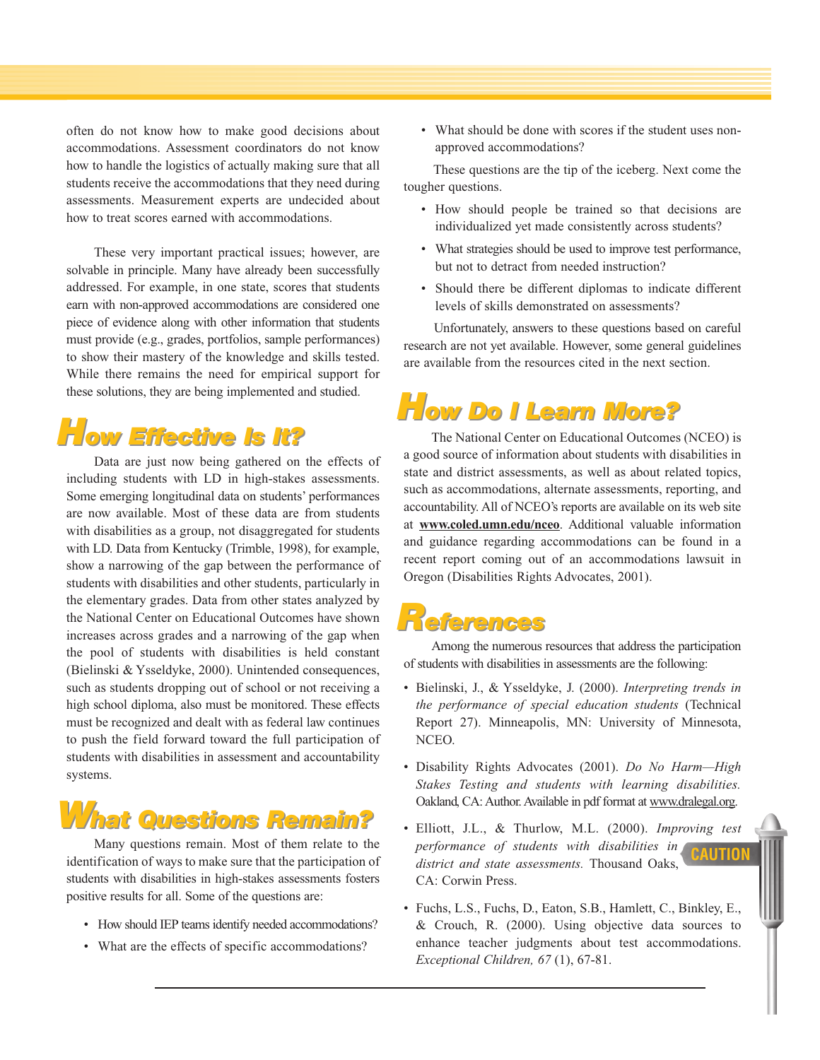often do not know how to make good decisions about accommodations. Assessment coordinators do not know how to handle the logistics of actually making sure that all students receive the accommodations that they need during assessments. Measurement experts are undecided about how to treat scores earned with accommodations.

These very important practical issues; however, are solvable in principle. Many have already been successfully addressed. For example, in one state, scores that students earn with non-approved accommodations are considered one piece of evidence along with other information that students must provide (e.g., grades, portfolios, sample performances) to show their mastery of the knowledge and skills tested. While there remains the need for empirical support for these solutions, they are being implemented and studied.

## How Effective Is It?

Data are just now being gathered on the effects of including students with LD in high-stakes assessments. Some emerging longitudinal data on students' performances are now available. Most of these data are from students with disabilities as a group, not disaggregated for students with LD. Data from Kentucky (Trimble, 1998), for example, show a narrowing of the gap between the performance of students with disabilities and other students, particularly in the elementary grades. Data from other states analyzed by the National Center on Educational Outcomes have shown increases across grades and a narrowing of the gap when the pool of students with disabilities is held constant (Bielinski & Ysseldyke, 2000). Unintended consequences, such as students dropping out of school or not receiving a high school diploma, also must be monitored. These effects must be recognized and dealt with as federal law continues to push the field forward toward the full participation of students with disabilities in assessment and accountability systems.

## What Questions Remain?

Many questions remain. Most of them relate to the identification of ways to make sure that the participation of students with disabilities in high-stakes assessments fosters positive results for all. Some of the questions are:

- How should IEP teams identify needed accommodations?
- What are the effects of specific accommodations?
- What should be done with scores if the student uses non-approved accommodations?

These questions are the tip of the iceberg. Next come the tougher questions.

- How should people be trained so that decisions are individualized yet made consistently across students?
- What strategies should be used to improve test performance, but not to detract from needed instruction?
- Should there be different diplomas to indicate different levels of skills demonstrated on assessments?

Unfortunately, answers to these questions based on careful research are not yet available. However, some general guidelines are available from the resources cited in the next section.

## How Do I Learn More?

The National Center on Educational Outcomes (NCEO) is a good source of information about students with disabilities in state and district assessments, as well as about related topics, such as accommodations, alternate assessments, reporting, and accountability. All of NCEO's reports are available on its web site at **www.coled.umn.edu/nceo**. Additional valuable information and guidance regarding accommodations can be found in a recent report coming out of an accommodations lawsuit in Oregon (Disabilities Rights Advocates, 2001).

## References

Among the numerous resources that address the participation of students with disabilities in assessments are the following:

- Bielinski, J., & Ysseldyke, J. (2000). *Interpreting trends in the performance of special education students* (Technical Report 27). Minneapolis, MN: University of Minnesota, NCEO.
- Disability Rights Advocates (2001). *Do No Harm—High Stakes Testing and students with learning disabilities.* Oakland, CA: Author. Available in pdf format at www.dralegal.org.
- Elliott, J.L., & Thurlow, M.L. (2000). *Improving test performance of students with disabilities in district and state assessments.* Thousand Oaks, CA: Corwin Press.
- Fuchs, L.S., Fuchs, D., Eaton, S.B., Hamlett, C., Binkley, E., & Crouch, R. (2000). Using objective data sources to enhance teacher judgments about test accommodations. *Exceptional Children, 67* (1), 67-81.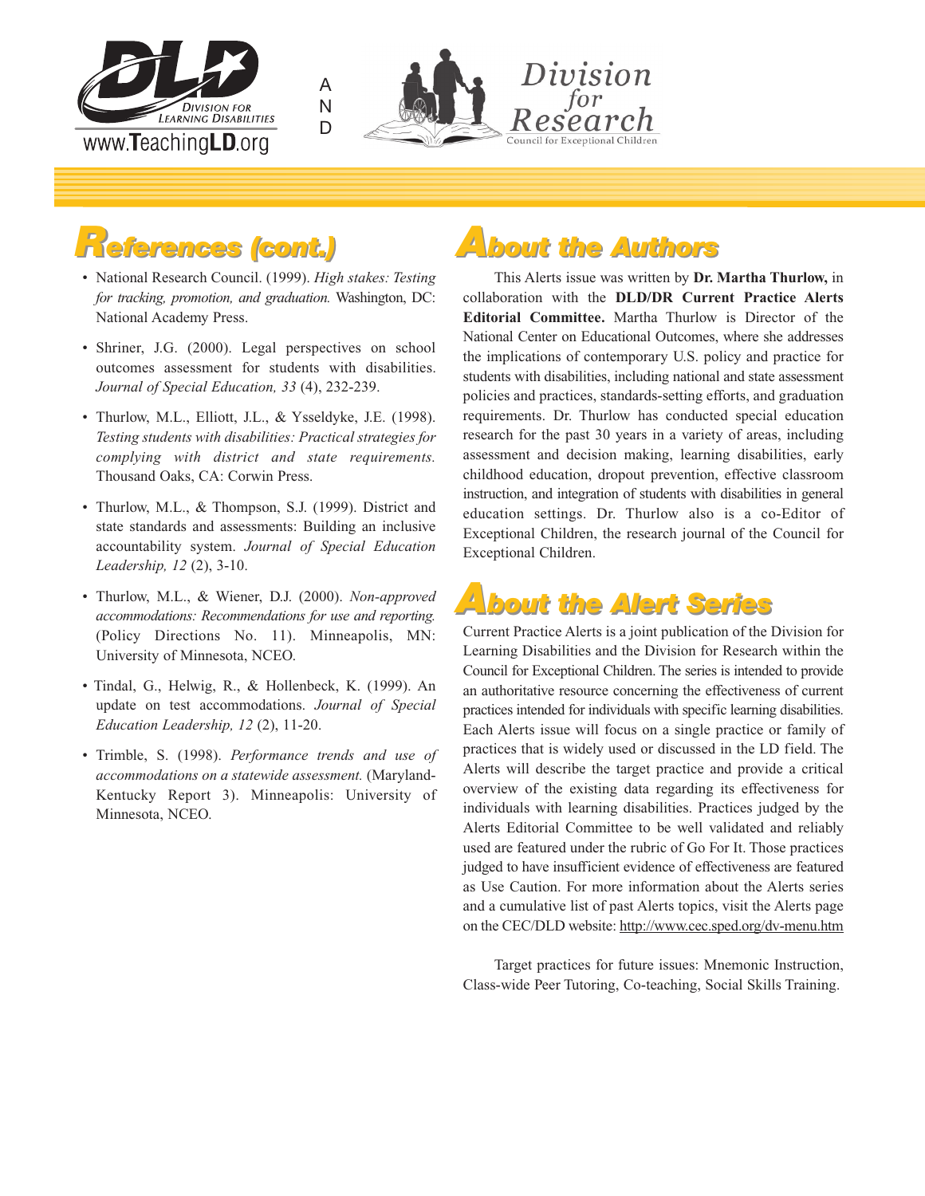## References (cont.)

- National Research Council. (1999). *High stakes: Testing for tracking, promotion, and graduation.* Washington, DC: National Academy Press.
- Shriner, J.G. (2000). Legal perspectives on school outcomes assessment for students with disabilities. *Journal of Special Education, 33* (4), 232-239.
- Thurlow, M.L., Elliott, J.L., & Ysseldyke, J.E. (1998). *Testing students with disabilities: Practical strategies for complying with district and state requirements.* Thousand Oaks, CA: Corwin Press.
- Thurlow, M.L., & Thompson, S.J. (1999). District and state standards and assessments: Building an inclusive accountability system. *Journal of Special Education Leadership, 12* (2), 3-10.
- Thurlow, M.L., & Wiener, D.J. (2000). *Non-approved accommodations: Recommendations for use and reporting.* (Policy Directions No. 11). Minneapolis, MN: University of Minnesota, NCEO.
- Tindal, G., Helwig, R., & Hollenbeck, K. (1999). An update on test accommodations. *Journal of Special Education Leadership, 12* (2), 11-20.
- Trimble, S. (1998). *Performance trends and use of accommodations on a statewide assessment.* (Maryland-Kentucky Report 3). Minneapolis: University of Minnesota, NCEO.

## About the Authors

This Alerts issue was written by **Dr. Martha Thurlow,** in collaboration with the **DLD/DR Current Practice Alerts Editorial Committee.** Martha Thurlow is Director of the National Center on Educational Outcomes, where she addresses the implications of contemporary U.S. policy and practice for students with disabilities, including national and state assessment policies and practices, standards-setting efforts, and graduation requirements. Dr. Thurlow has conducted special education research for the past 30 years in a variety of areas, including assessment and decision making, learning disabilities, early childhood education, dropout prevention, effective classroom instruction, and integration of students with disabilities in general education settings. Dr. Thurlow also is a co-Editor of Exceptional Children, the research journal of the Council for Exceptional Children.

## About the Alert Series

Current Practice Alerts is a joint publication of the Division for Learning Disabilities and the Division for Research within the Council for Exceptional Children. The series is intended to provide an authoritative resource concerning the effectiveness of current practices intended for individuals with specific learning disabilities. Each Alerts issue will focus on a single practice or family of practices that is widely used or discussed in the LD field. The Alerts will describe the target practice and provide a critical overview of the existing data regarding its effectiveness for individuals with learning disabilities. Practices judged by the Alerts Editorial Committee to be well validated and reliably used are featured under the rubric of Go For It. Those practices judged to have insufficient evidence of effectiveness are featured as Use Caution. For more information about the Alerts series and a cumulative list of past Alerts topics, visit the Alerts page on the CEC/DLD website: http://www.cec.sped.org/dv-menu.htm

Target practices for future issues: Mnemonic Instruction, Class-wide Peer Tutoring, Co-teaching, Social Skills Training.